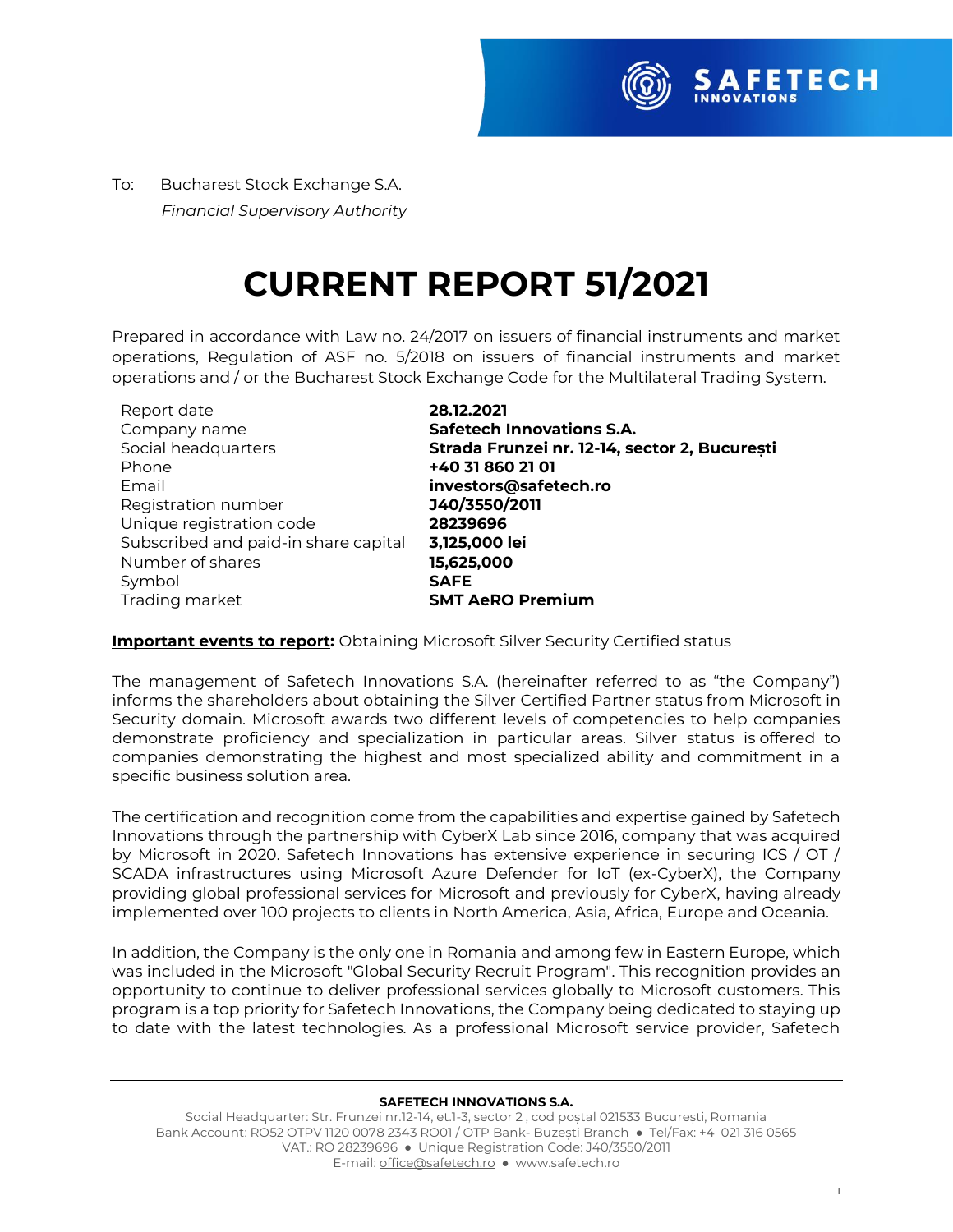To: Bucharest Stock Exchange S.A.
*Financial Supervisory Authority*

# CURRENT REPORT 51/2021

Prepared in accordance with Law no. 24/2017 on issuers of financial instruments and market operations, Regulation of ASF no. 5/2018 on issuers of financial instruments and market operations and / or the Bucharest Stock Exchange Code for the Multilateral Trading System.

| | |
|---|---|
| Report date | **28.12.2021** |
| Company name | **Safetech Innovations S.A.** |
| Social headquarters | **Strada Frunzei nr. 12-14, sector 2, București** |
| Phone | **+40 31 860 21 01** |
| Email | **investors@safetech.ro** |
| Registration number | **J40/3550/2011** |
| Unique registration code | **28239696** |
| Subscribed and paid-in share capital | **3,125,000 lei** |
| Number of shares | **15,625,000** |
| Symbol | **SAFE** |
| Trading market | **SMT AeRO Premium** |

**Important events to report:** Obtaining Microsoft Silver Security Certified status

The management of Safetech Innovations S.A. (hereinafter referred to as "the Company") informs the shareholders about obtaining the Silver Certified Partner status from Microsoft in Security domain. Microsoft awards two different levels of competencies to help companies demonstrate proficiency and specialization in particular areas. Silver status is offered to companies demonstrating the highest and most specialized ability and commitment in a specific business solution area.

The certification and recognition come from the capabilities and expertise gained by Safetech Innovations through the partnership with CyberX Lab since 2016, company that was acquired by Microsoft in 2020. Safetech Innovations has extensive experience in securing ICS / OT / SCADA infrastructures using Microsoft Azure Defender for IoT (ex-CyberX), the Company providing global professional services for Microsoft and previously for CyberX, having already implemented over 100 projects to clients in North America, Asia, Africa, Europe and Oceania.

In addition, the Company is the only one in Romania and among few in Eastern Europe, which was included in the Microsoft "Global Security Recruit Program". This recognition provides an opportunity to continue to deliver professional services globally to Microsoft customers. This program is a top priority for Safetech Innovations, the Company being dedicated to staying up to date with the latest technologies. As a professional Microsoft service provider, Safetech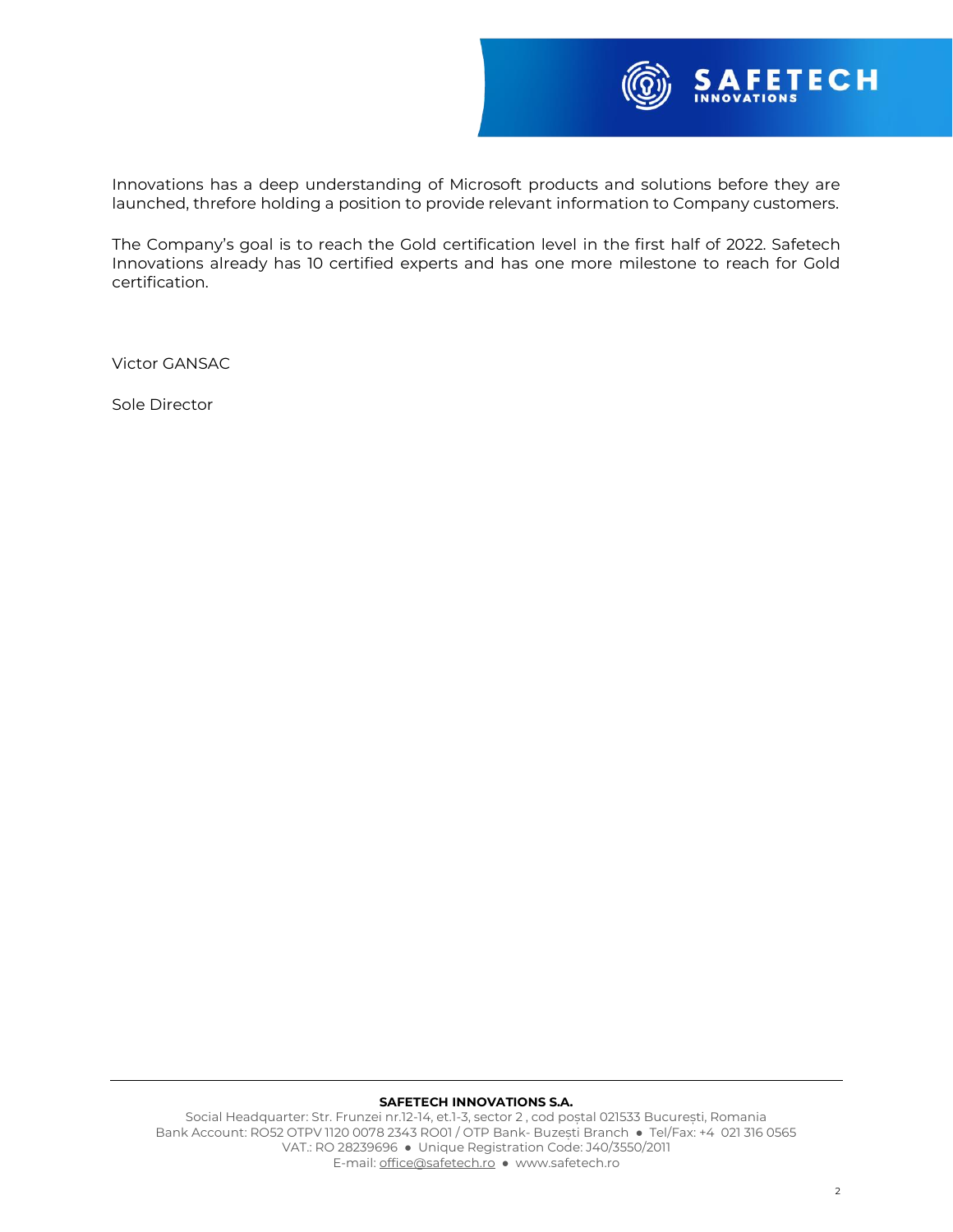Innovations has a deep understanding of Microsoft products and solutions before they are launched, threfore holding a position to provide relevant information to Company customers.

The Company's goal is to reach the Gold certification level in the first half of 2022. Safetech Innovations already has 10 certified experts and has one more milestone to reach for Gold certification.

Victor GANSAC

Sole Director